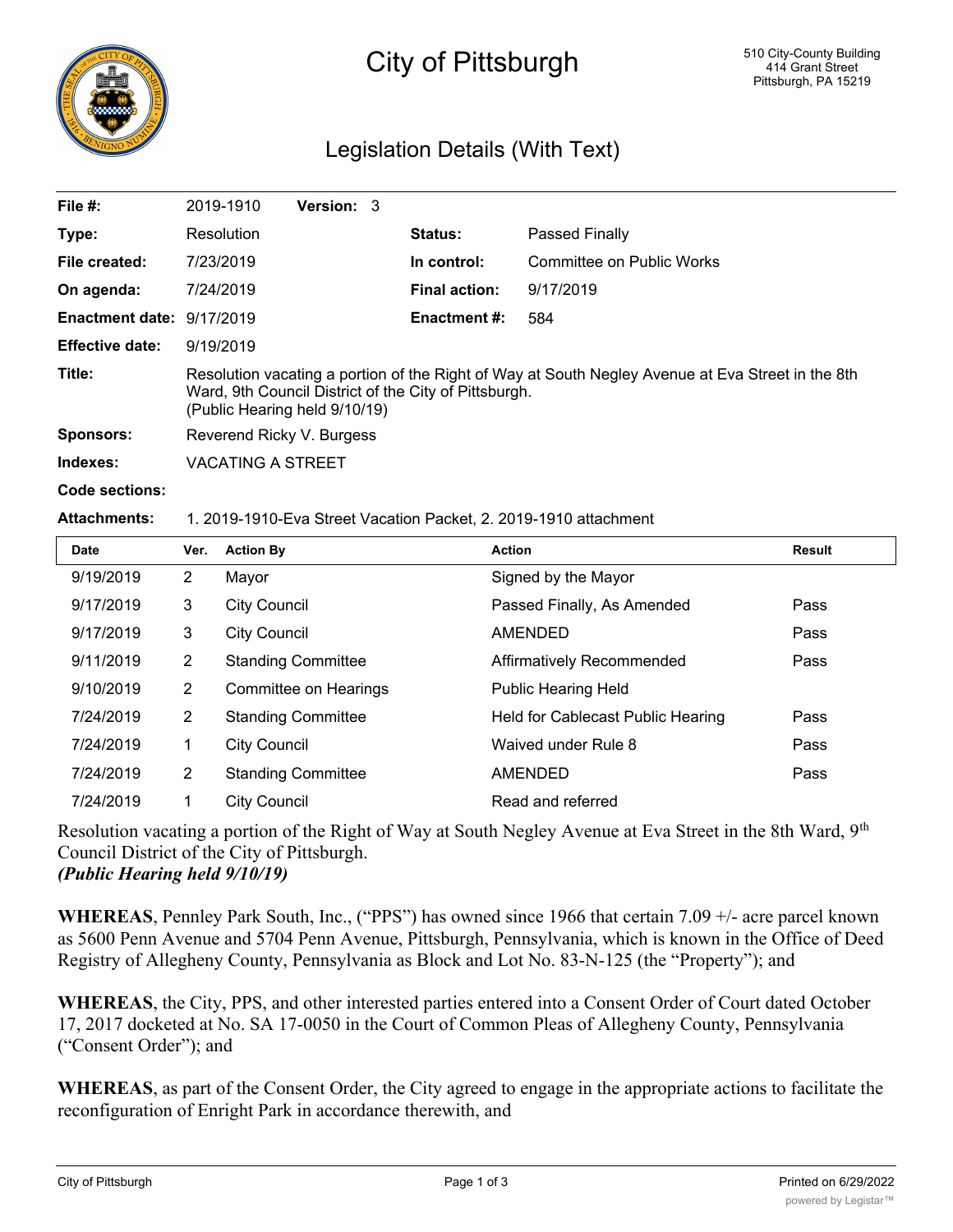# City of Pittsburgh

510 City-County Building
414 Grant Street
Pittsburgh, PA 15219

## Legislation Details (With Text)

| | | | |
|---|---|---|---|
| **File #:** | 2019-1910 **Version:** 3 | | |
| **Type:** | Resolution | **Status:** | Passed Finally |
| **File created:** | 7/23/2019 | **In control:** | Committee on Public Works |
| **On agenda:** | 7/24/2019 | **Final action:** | 9/17/2019 |
| **Enactment date:** | 9/17/2019 | **Enactment #:** | 584 |
| **Effective date:** | 9/19/2019 | | |

**Title:** Resolution vacating a portion of the Right of Way at South Negley Avenue at Eva Street in the 8th Ward, 9th Council District of the City of Pittsburgh. (Public Hearing held 9/10/19)

**Sponsors:** Reverend Ricky V. Burgess

**Indexes:** VACATING A STREET

**Code sections:**

**Attachments:** 1. 2019-1910-Eva Street Vacation Packet, 2. 2019-1910 attachment

| Date | Ver. | Action By | Action | Result |
|---|---|---|---|---|
| 9/19/2019 | 2 | Mayor | Signed by the Mayor | |
| 9/17/2019 | 3 | City Council | Passed Finally, As Amended | Pass |
| 9/17/2019 | 3 | City Council | AMENDED | Pass |
| 9/11/2019 | 2 | Standing Committee | Affirmatively Recommended | Pass |
| 9/10/2019 | 2 | Committee on Hearings | Public Hearing Held | |
| 7/24/2019 | 2 | Standing Committee | Held for Cablecast Public Hearing | Pass |
| 7/24/2019 | 1 | City Council | Waived under Rule 8 | Pass |
| 7/24/2019 | 2 | Standing Committee | AMENDED | Pass |
| 7/24/2019 | 1 | City Council | Read and referred | |

Resolution vacating a portion of the Right of Way at South Negley Avenue at Eva Street in the 8th Ward, 9th Council District of the City of Pittsburgh.
***(Public Hearing held 9/10/19)***

**WHEREAS**, Pennley Park South, Inc., ("PPS") has owned since 1966 that certain 7.09 +/- acre parcel known as 5600 Penn Avenue and 5704 Penn Avenue, Pittsburgh, Pennsylvania, which is known in the Office of Deed Registry of Allegheny County, Pennsylvania as Block and Lot No. 83-N-125 (the "Property"); and

**WHEREAS**, the City, PPS, and other interested parties entered into a Consent Order of Court dated October 17, 2017 docketed at No. SA 17-0050 in the Court of Common Pleas of Allegheny County, Pennsylvania ("Consent Order"); and

**WHEREAS**, as part of the Consent Order, the City agreed to engage in the appropriate actions to facilitate the reconfiguration of Enright Park in accordance therewith, and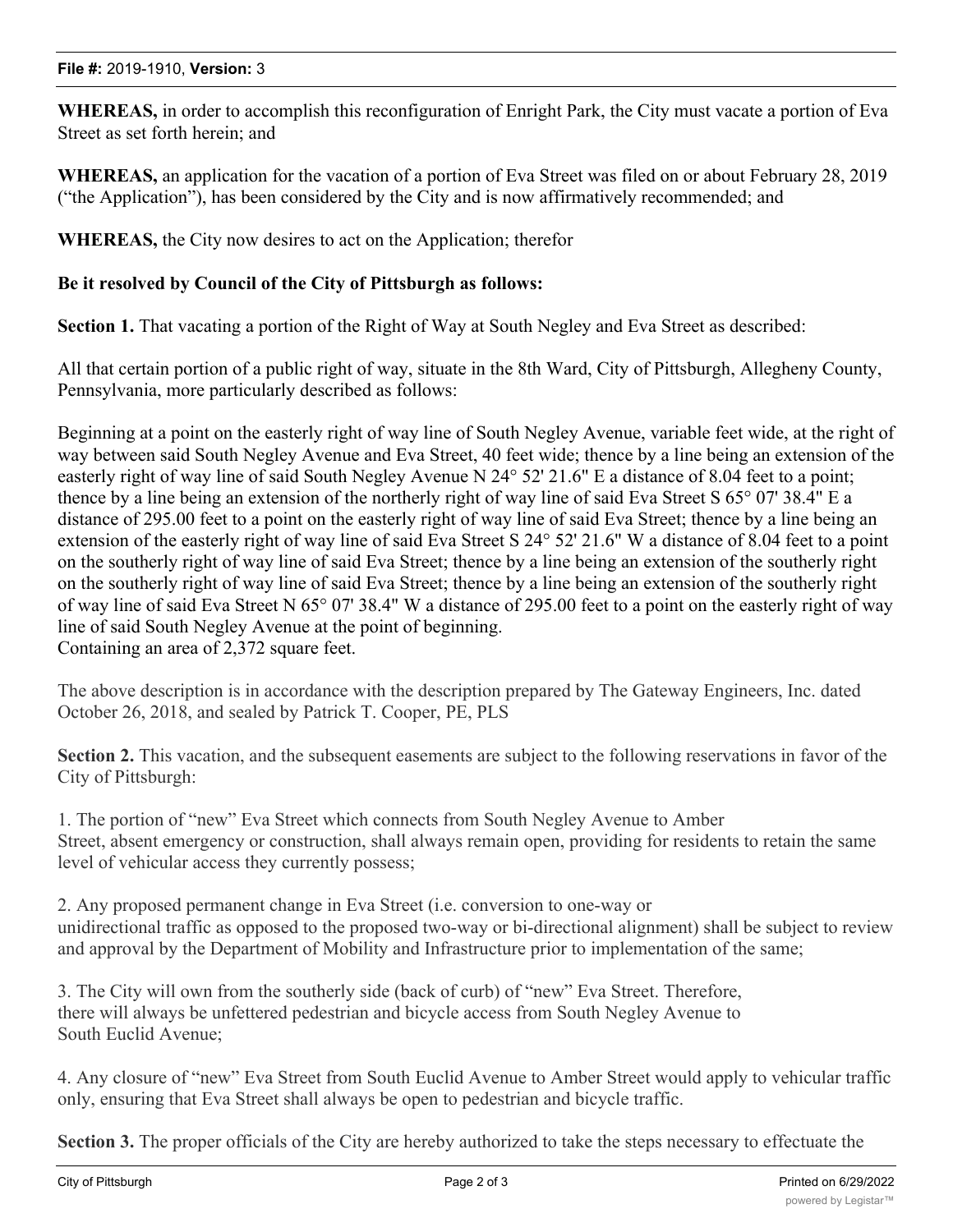**WHEREAS,** in order to accomplish this reconfiguration of Enright Park, the City must vacate a portion of Eva Street as set forth herein; and

**WHEREAS,** an application for the vacation of a portion of Eva Street was filed on or about February 28, 2019 ("the Application"), has been considered by the City and is now affirmatively recommended; and

**WHEREAS,** the City now desires to act on the Application; therefor

**Be it resolved by Council of the City of Pittsburgh as follows:**

**Section 1.** That vacating a portion of the Right of Way at South Negley and Eva Street as described:

All that certain portion of a public right of way, situate in the 8th Ward, City of Pittsburgh, Allegheny County, Pennsylvania, more particularly described as follows:

Beginning at a point on the easterly right of way line of South Negley Avenue, variable feet wide, at the right of way between said South Negley Avenue and Eva Street, 40 feet wide; thence by a line being an extension of the easterly right of way line of said South Negley Avenue N 24° 52' 21.6" E a distance of 8.04 feet to a point; thence by a line being an extension of the northerly right of way line of said Eva Street S 65° 07' 38.4" E a distance of 295.00 feet to a point on the easterly right of way line of said Eva Street; thence by a line being an extension of the easterly right of way line of said Eva Street S 24° 52' 21.6" W a distance of 8.04 feet to a point on the southerly right of way line of said Eva Street; thence by a line being an extension of the southerly right on the southerly right of way line of said Eva Street; thence by a line being an extension of the southerly right of way line of said Eva Street N 65° 07' 38.4" W a distance of 295.00 feet to a point on the easterly right of way line of said South Negley Avenue at the point of beginning.
Containing an area of 2,372 square feet.

The above description is in accordance with the description prepared by The Gateway Engineers, Inc. dated October 26, 2018, and sealed by Patrick T. Cooper, PE, PLS

**Section 2.** This vacation, and the subsequent easements are subject to the following reservations in favor of the City of Pittsburgh:

1. The portion of "new" Eva Street which connects from South Negley Avenue to Amber Street, absent emergency or construction, shall always remain open, providing for residents to retain the same level of vehicular access they currently possess;

2. Any proposed permanent change in Eva Street (i.e. conversion to one-way or unidirectional traffic as opposed to the proposed two-way or bi-directional alignment) shall be subject to review and approval by the Department of Mobility and Infrastructure prior to implementation of the same;

3. The City will own from the southerly side (back of curb) of "new" Eva Street. Therefore, there will always be unfettered pedestrian and bicycle access from South Negley Avenue to South Euclid Avenue;

4. Any closure of "new" Eva Street from South Euclid Avenue to Amber Street would apply to vehicular traffic only, ensuring that Eva Street shall always be open to pedestrian and bicycle traffic.

**Section 3.** The proper officials of the City are hereby authorized to take the steps necessary to effectuate the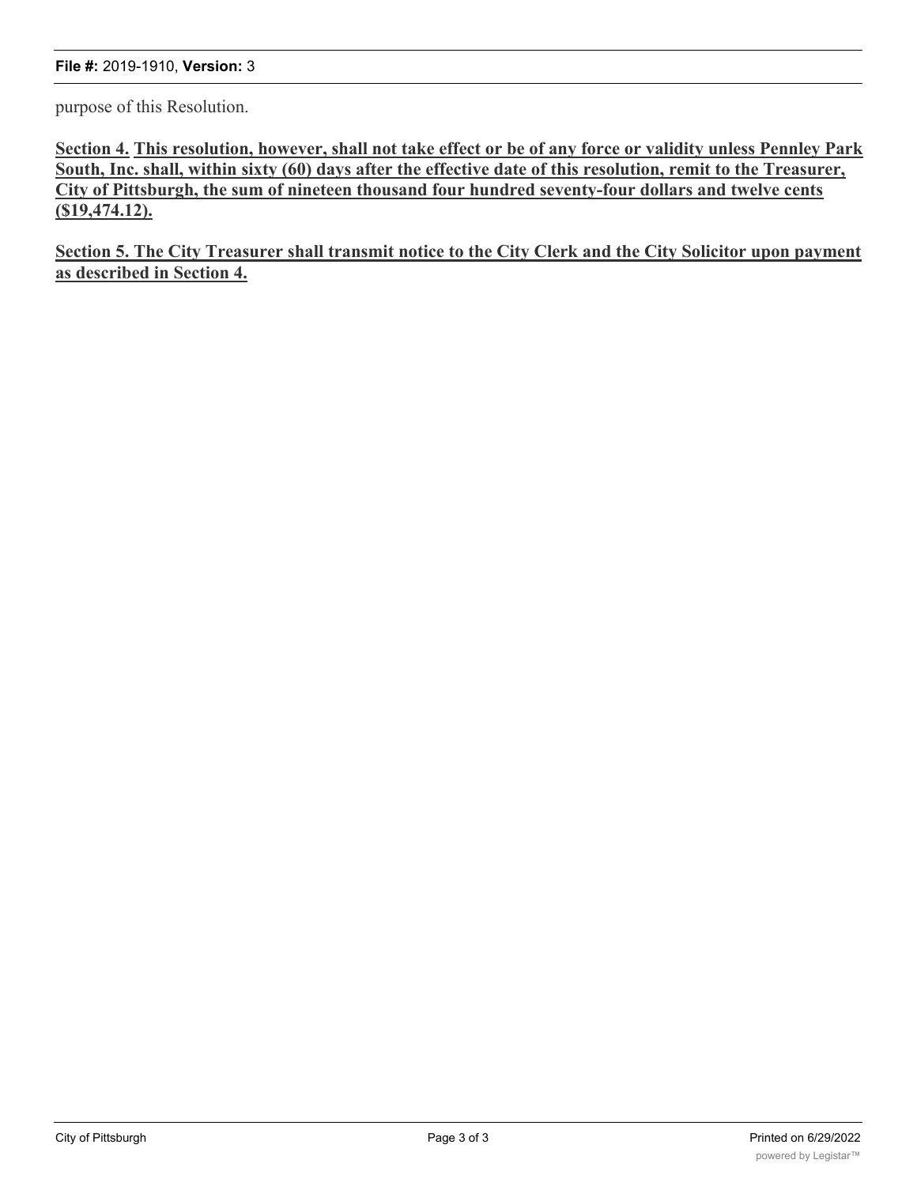purpose of this Resolution.

**Section 4. This resolution, however, shall not take effect or be of any force or validity unless Pennley Park South, Inc. shall, within sixty (60) days after the effective date of this resolution, remit to the Treasurer, City of Pittsburgh, the sum of nineteen thousand four hundred seventy-four dollars and twelve cents ($19,474.12).**

**Section 5. The City Treasurer shall transmit notice to the City Clerk and the City Solicitor upon payment as described in Section 4.**